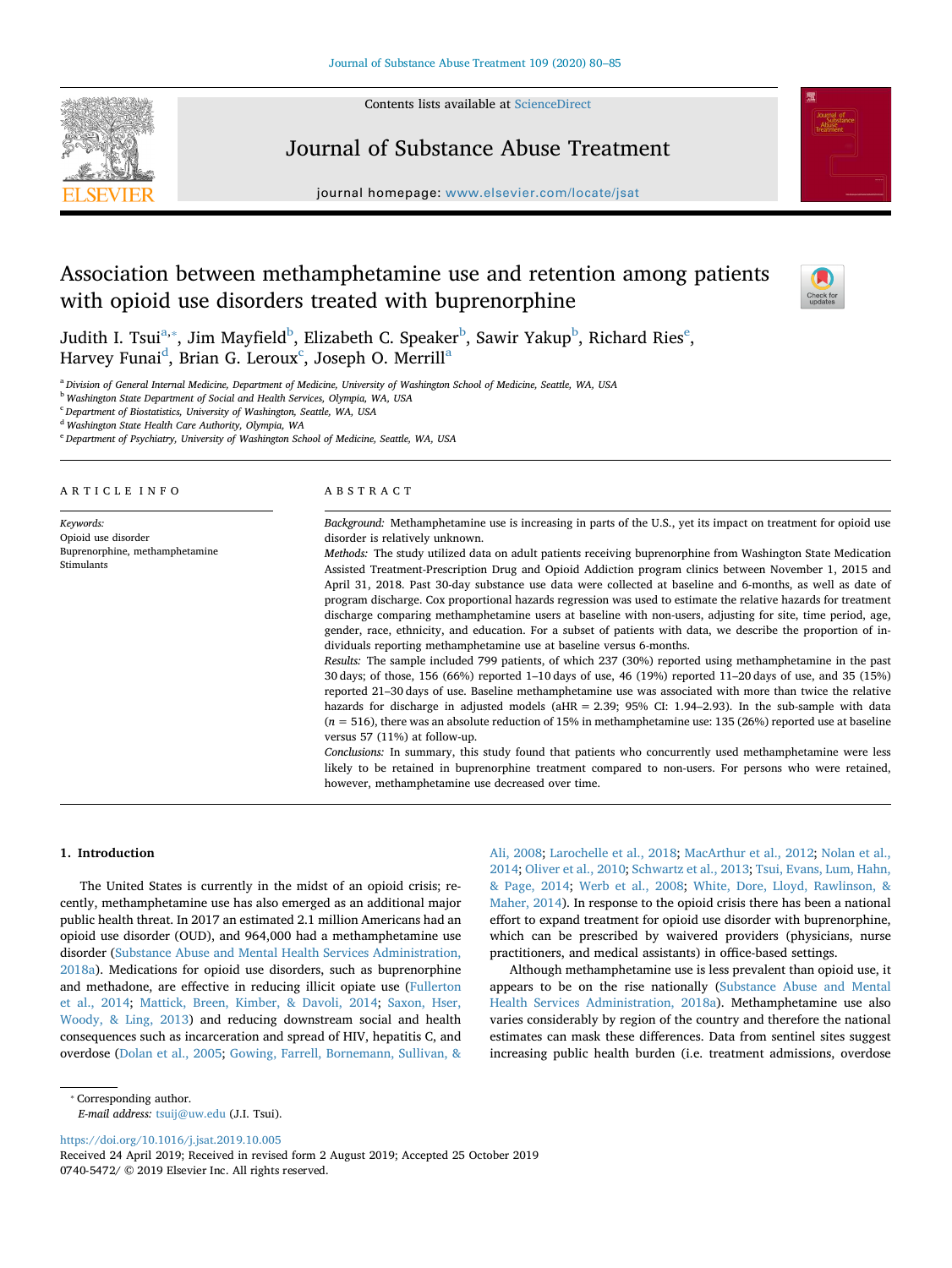# Association between methamphetamine use and retention among patients with opioid use disorders treated with buprenorphine

Judith I. Tsui[a,*], Jim Mayfield[b], Elizabeth C. Speaker[b], Sawir Yakup[b], Richard Ries[e], Harvey Funai[d], Brian G. Leroux[c], Joseph O. Merrill[a]

[a] Division of General Internal Medicine, Department of Medicine, University of Washington School of Medicine, Seattle, WA, USA
[b] Washington State Department of Social and Health Services, Olympia, WA, USA
[c] Department of Biostatistics, University of Washington, Seattle, WA, USA
[d] Washington State Health Care Authority, Olympia, WA
[e] Department of Psychiatry, University of Washington School of Medicine, Seattle, WA, USA

## ARTICLE INFO

*Keywords:*
Opioid use disorder
Buprenorphine, methamphetamine
Stimulants

## ABSTRACT

*Background:* Methamphetamine use is increasing in parts of the U.S., yet its impact on treatment for opioid use disorder is relatively unknown.

*Methods:* The study utilized data on adult patients receiving buprenorphine from Washington State Medication Assisted Treatment-Prescription Drug and Opioid Addiction program clinics between November 1, 2015 and April 31, 2018. Past 30-day substance use data were collected at baseline and 6-months, as well as date of program discharge. Cox proportional hazards regression was used to estimate the relative hazards for treatment discharge comparing methamphetamine users at baseline with non-users, adjusting for site, time period, age, gender, race, ethnicity, and education. For a subset of patients with data, we describe the proportion of individuals reporting methamphetamine use at baseline versus 6-months.

*Results:* The sample included 799 patients, of which 237 (30%) reported using methamphetamine in the past 30 days; of those, 156 (66%) reported 1–10 days of use, 46 (19%) reported 11–20 days of use, and 35 (15%) reported 21–30 days of use. Baseline methamphetamine use was associated with more than twice the relative hazards for discharge in adjusted models (aHR = 2.39; 95% CI: 1.94–2.93). In the sub-sample with data ($n$ = 516), there was an absolute reduction of 15% in methamphetamine use: 135 (26%) reported use at baseline versus 57 (11%) at follow-up.

*Conclusions:* In summary, this study found that patients who concurrently used methamphetamine were less likely to be retained in buprenorphine treatment compared to non-users. For persons who were retained, however, methamphetamine use decreased over time.

## 1. Introduction

The United States is currently in the midst of an opioid crisis; recently, methamphetamine use has also emerged as an additional major public health threat. In 2017 an estimated 2.1 million Americans had an opioid use disorder (OUD), and 964,000 had a methamphetamine use disorder (Substance Abuse and Mental Health Services Administration, 2018a). Medications for opioid use disorders, such as buprenorphine and methadone, are effective in reducing illicit opiate use (Fullerton et al., 2014; Mattick, Breen, Kimber, & Davoli, 2014; Saxon, Hser, Woody, & Ling, 2013) and reducing downstream social and health consequences such as incarceration and spread of HIV, hepatitis C, and overdose (Dolan et al., 2005; Gowing, Farrell, Bornemann, Sullivan, & Ali, 2008; Larochelle et al., 2018; MacArthur et al., 2012; Nolan et al., 2014; Oliver et al., 2010; Schwartz et al., 2013; Tsui, Evans, Lum, Hahn, & Page, 2014; Werb et al., 2008; White, Dore, Lloyd, Rawlinson, & Maher, 2014). In response to the opioid crisis there has been a national effort to expand treatment for opioid use disorder with buprenorphine, which can be prescribed by waivered providers (physicians, nurse practitioners, and medical assistants) in office-based settings.

Although methamphetamine use is less prevalent than opioid use, it appears to be on the rise nationally (Substance Abuse and Mental Health Services Administration, 2018a). Methamphetamine use also varies considerably by region of the country and therefore the national estimates can mask these differences. Data from sentinel sites suggest increasing public health burden (i.e. treatment admissions, overdose

* Corresponding author.
*E-mail address:* tsuij@uw.edu (J.I. Tsui).

https://doi.org/10.1016/j.jsat.2019.10.005
Received 24 April 2019; Received in revised form 2 August 2019; Accepted 25 October 2019
0740-5472/ © 2019 Elsevier Inc. All rights reserved.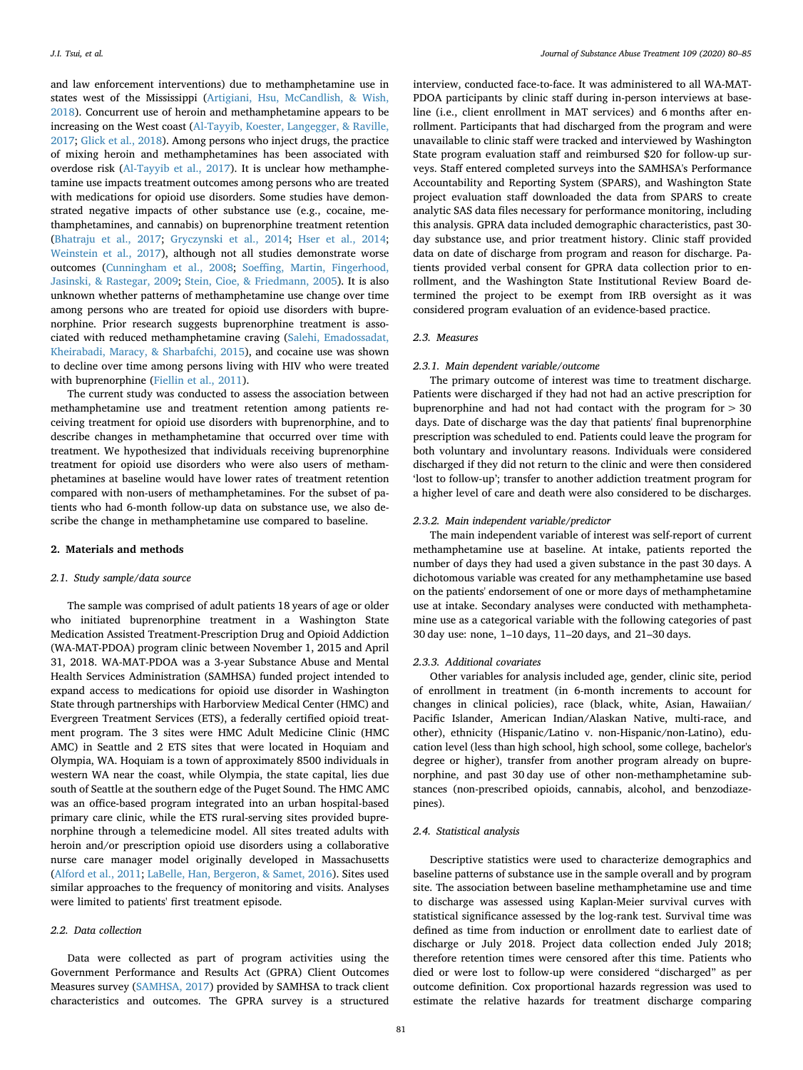and law enforcement interventions) due to methamphetamine use in states west of the Mississippi (Artigiani, Hsu, McCandlish, & Wish, 2018). Concurrent use of heroin and methamphetamine appears to be increasing on the West coast (Al-Tayyib, Koester, Langegger, & Raville, 2017; Glick et al., 2018). Among persons who inject drugs, the practice of mixing heroin and methamphetamines has been associated with overdose risk (Al-Tayyib et al., 2017). It is unclear how methamphetamine use impacts treatment outcomes among persons who are treated with medications for opioid use disorders. Some studies have demonstrated negative impacts of other substance use (e.g., cocaine, methamphetamines, and cannabis) on buprenorphine treatment retention (Bhatraju et al., 2017; Gryczynski et al., 2014; Hser et al., 2014; Weinstein et al., 2017), although not all studies demonstrate worse outcomes (Cunningham et al., 2008; Soeffing, Martin, Fingerhood, Jasinski, & Rastegar, 2009; Stein, Cioe, & Friedmann, 2005). It is also unknown whether patterns of methamphetamine use change over time among persons who are treated for opioid use disorders with buprenorphine. Prior research suggests buprenorphine treatment is associated with reduced methamphetamine craving (Salehi, Emadossadat, Kheirabadi, Maracy, & Sharbafchi, 2015), and cocaine use was shown to decline over time among persons living with HIV who were treated with buprenorphine (Fiellin et al., 2011).

The current study was conducted to assess the association between methamphetamine use and treatment retention among patients receiving treatment for opioid use disorders with buprenorphine, and to describe changes in methamphetamine that occurred over time with treatment. We hypothesized that individuals receiving buprenorphine treatment for opioid use disorders who were also users of methamphetamines at baseline would have lower rates of treatment retention compared with non-users of methamphetamines. For the subset of patients who had 6-month follow-up data on substance use, we also describe the change in methamphetamine use compared to baseline.

## 2. Materials and methods

### 2.1. Study sample/data source

The sample was comprised of adult patients 18 years of age or older who initiated buprenorphine treatment in a Washington State Medication Assisted Treatment-Prescription Drug and Opioid Addiction (WA-MAT-PDOA) program clinic between November 1, 2015 and April 31, 2018. WA-MAT-PDOA was a 3-year Substance Abuse and Mental Health Services Administration (SAMHSA) funded project intended to expand access to medications for opioid use disorder in Washington State through partnerships with Harborview Medical Center (HMC) and Evergreen Treatment Services (ETS), a federally certified opioid treatment program. The 3 sites were HMC Adult Medicine Clinic (HMC AMC) in Seattle and 2 ETS sites that were located in Hoquiam and Olympia, WA. Hoquiam is a town of approximately 8500 individuals in western WA near the coast, while Olympia, the state capital, lies due south of Seattle at the southern edge of the Puget Sound. The HMC AMC was an office-based program integrated into an urban hospital-based primary care clinic, while the ETS rural-serving sites provided buprenorphine through a telemedicine model. All sites treated adults with heroin and/or prescription opioid use disorders using a collaborative nurse care manager model originally developed in Massachusetts (Alford et al., 2011; LaBelle, Han, Bergeron, & Samet, 2016). Sites used similar approaches to the frequency of monitoring and visits. Analyses were limited to patients' first treatment episode.

### 2.2. Data collection

Data were collected as part of program activities using the Government Performance and Results Act (GPRA) Client Outcomes Measures survey (SAMHSA, 2017) provided by SAMHSA to track client characteristics and outcomes. The GPRA survey is a structured interview, conducted face-to-face. It was administered to all WA-MAT-PDOA participants by clinic staff during in-person interviews at baseline (i.e., client enrollment in MAT services) and 6 months after enrollment. Participants that had discharged from the program and were unavailable to clinic staff were tracked and interviewed by Washington State program evaluation staff and reimbursed $20 for follow-up surveys. Staff entered completed surveys into the SAMHSA's Performance Accountability and Reporting System (SPARS), and Washington State project evaluation staff downloaded the data from SPARS to create analytic SAS data files necessary for performance monitoring, including this analysis. GPRA data included demographic characteristics, past 30-day substance use, and prior treatment history. Clinic staff provided data on date of discharge from program and reason for discharge. Patients provided verbal consent for GPRA data collection prior to enrollment, and the Washington State Institutional Review Board determined the project to be exempt from IRB oversight as it was considered program evaluation of an evidence-based practice.

### 2.3. Measures

#### 2.3.1. Main dependent variable/outcome

The primary outcome of interest was time to treatment discharge. Patients were discharged if they had not had an active prescription for buprenorphine and had not had contact with the program for > 30 days. Date of discharge was the day that patients' final buprenorphine prescription was scheduled to end. Patients could leave the program for both voluntary and involuntary reasons. Individuals were considered discharged if they did not return to the clinic and were then considered 'lost to follow-up'; transfer to another addiction treatment program for a higher level of care and death were also considered to be discharges.

#### 2.3.2. Main independent variable/predictor

The main independent variable of interest was self-report of current methamphetamine use at baseline. At intake, patients reported the number of days they had used a given substance in the past 30 days. A dichotomous variable was created for any methamphetamine use based on the patients' endorsement of one or more days of methamphetamine use at intake. Secondary analyses were conducted with methamphetamine use as a categorical variable with the following categories of past 30 day use: none, 1–10 days, 11–20 days, and 21–30 days.

#### 2.3.3. Additional covariates

Other variables for analysis included age, gender, clinic site, period of enrollment in treatment (in 6-month increments to account for changes in clinical policies), race (black, white, Asian, Hawaiian/Pacific Islander, American Indian/Alaskan Native, multi-race, and other), ethnicity (Hispanic/Latino v. non-Hispanic/non-Latino), education level (less than high school, high school, some college, bachelor's degree or higher), transfer from another program already on buprenorphine, and past 30 day use of other non-methamphetamine substances (non-prescribed opioids, cannabis, alcohol, and benzodiazepines).

### 2.4. Statistical analysis

Descriptive statistics were used to characterize demographics and baseline patterns of substance use in the sample overall and by program site. The association between baseline methamphetamine use and time to discharge was assessed using Kaplan-Meier survival curves with statistical significance assessed by the log-rank test. Survival time was defined as time from induction or enrollment date to earliest date of discharge or July 2018. Project data collection ended July 2018; therefore retention times were censored after this time. Patients who died or were lost to follow-up were considered "discharged" as per outcome definition. Cox proportional hazards regression was used to estimate the relative hazards for treatment discharge comparing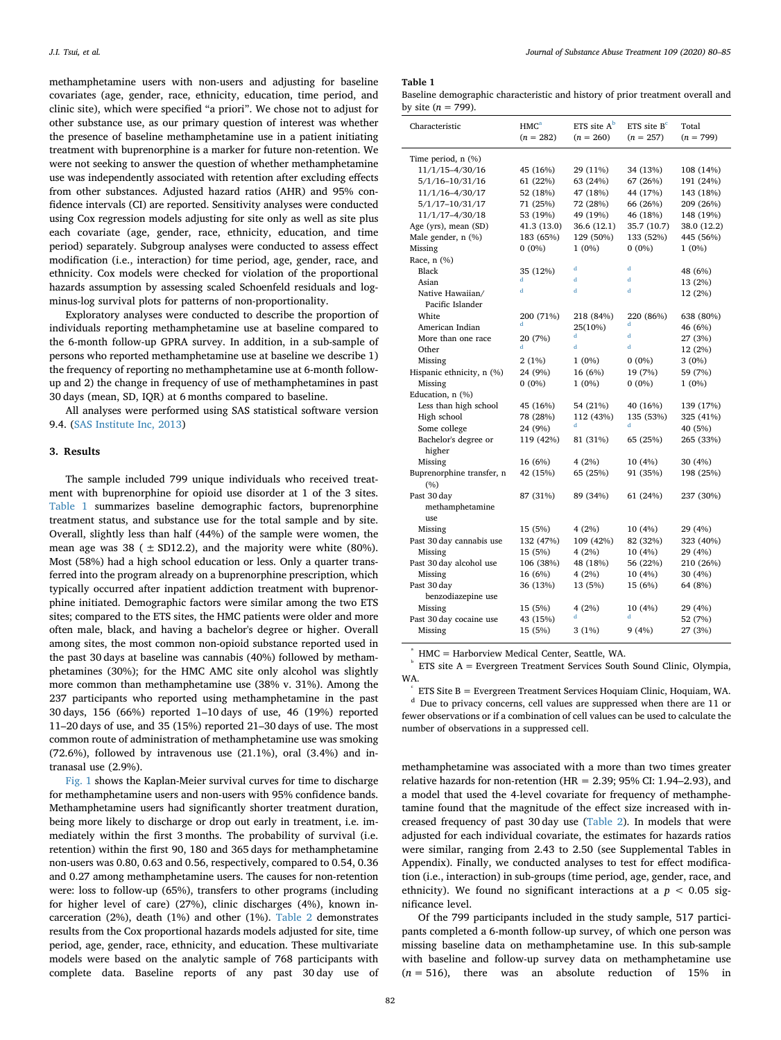methamphetamine users with non-users and adjusting for baseline covariates (age, gender, race, ethnicity, education, time period, and clinic site), which were specified "a priori". We chose not to adjust for other substance use, as our primary question of interest was whether the presence of baseline methamphetamine use in a patient initiating treatment with buprenorphine is a marker for future non-retention. We were not seeking to answer the question of whether methamphetamine use was independently associated with retention after excluding effects from other substances. Adjusted hazard ratios (AHR) and 95% confidence intervals (CI) are reported. Sensitivity analyses were conducted using Cox regression models adjusting for site only as well as site plus each covariate (age, gender, race, ethnicity, education, and time period) separately. Subgroup analyses were conducted to assess effect modification (i.e., interaction) for time period, age, gender, race, and ethnicity. Cox models were checked for violation of the proportional hazards assumption by assessing scaled Schoenfeld residuals and log-minus-log survival plots for patterns of non-proportionality.

Exploratory analyses were conducted to describe the proportion of individuals reporting methamphetamine use at baseline compared to the 6-month follow-up GPRA survey. In addition, in a sub-sample of persons who reported methamphetamine use at baseline we describe 1) the frequency of reporting no methamphetamine use at 6-month follow-up and 2) the change in frequency of use of methamphetamines in past 30 days (mean, SD, IQR) at 6 months compared to baseline.

All analyses were performed using SAS statistical software version 9.4. (SAS Institute Inc, 2013)

## 3. Results

The sample included 799 unique individuals who received treatment with buprenorphine for opioid use disorder at 1 of the 3 sites. Table 1 summarizes baseline demographic factors, buprenorphine treatment status, and substance use for the total sample and by site. Overall, slightly less than half (44%) of the sample were women, the mean age was 38 ( ± SD12.2), and the majority were white (80%). Most (58%) had a high school education or less. Only a quarter transferred into the program already on a buprenorphine prescription, which typically occurred after inpatient addiction treatment with buprenorphine initiated. Demographic factors were similar among the two ETS sites; compared to the ETS sites, the HMC patients were older and more often male, black, and having a bachelor's degree or higher. Overall among sites, the most common non-opioid substance reported used in the past 30 days at baseline was cannabis (40%) followed by methamphetamines (30%); for the HMC AMC site only alcohol was slightly more common than methamphetamine use (38% v. 31%). Among the 237 participants who reported using methamphetamine in the past 30 days, 156 (66%) reported 1–10 days of use, 46 (19%) reported 11–20 days of use, and 35 (15%) reported 21–30 days of use. The most common route of administration of methamphetamine use was smoking (72.6%), followed by intravenous use (21.1%), oral (3.4%) and intranasal use (2.9%).

Fig. 1 shows the Kaplan-Meier survival curves for time to discharge for methamphetamine users and non-users with 95% confidence bands. Methamphetamine users had significantly shorter treatment duration, being more likely to discharge or drop out early in treatment, i.e. immediately within the first 3 months. The probability of survival (i.e. retention) within the first 90, 180 and 365 days for methamphetamine non-users was 0.80, 0.63 and 0.56, respectively, compared to 0.54, 0.36 and 0.27 among methamphetamine users. The causes for non-retention were: loss to follow-up (65%), transfers to other programs (including for higher level of care) (27%), clinic discharges (4%), known incarceration (2%), death (1%) and other (1%). Table 2 demonstrates results from the Cox proportional hazards models adjusted for site, time period, age, gender, race, ethnicity, and education. These multivariate models were based on the analytic sample of 768 participants with complete data. Baseline reports of any past 30 day use of methamphetamine was associated with a more than two times greater relative hazards for non-retention (HR = 2.39; 95% CI: 1.94–2.93), and a model that used the 4-level covariate for frequency of methamphetamine found that the magnitude of the effect size increased with increased frequency of past 30 day use (Table 2). In models that were adjusted for each individual covariate, the estimates for hazards ratios were similar, ranging from 2.43 to 2.50 (see Supplemental Tables in Appendix). Finally, we conducted analyses to test for effect modification (i.e., interaction) in sub-groups (time period, age, gender, race, and ethnicity). We found no significant interactions at a $p < 0.05$ significance level.

Of the 799 participants included in the study sample, 517 participants completed a 6-month follow-up survey, of which one person was missing baseline data on methamphetamine use. In this sub-sample with baseline and follow-up survey data on methamphetamine use ($n = 516$), there was an absolute reduction of 15% in

**Table 1**
Baseline demographic characteristic and history of prior treatment overall and by site ($n = 799$).

| Characteristic | HMC[a] ($n = 282$) | ETS site A[b] ($n = 260$) | ETS site B[c] ($n = 257$) | Total ($n = 799$) |
|---|---|---|---|---|
| Time period, n (%) | | | | |
| 11/1/15–4/30/16 | 45 (16%) | 29 (11%) | 34 (13%) | 108 (14%) |
| 5/1/16–10/31/16 | 61 (22%) | 63 (24%) | 67 (26%) | 191 (24%) |
| 11/1/16–4/30/17 | 52 (18%) | 47 (18%) | 44 (17%) | 143 (18%) |
| 5/1/17–10/31/17 | 71 (25%) | 72 (28%) | 66 (26%) | 209 (26%) |
| 11/1/17–4/30/18 | 53 (19%) | 49 (19%) | 46 (18%) | 148 (19%) |
| Age (yrs), mean (SD) | 41.3 (13.0) | 36.6 (12.1) | 35.7 (10.7) | 38.0 (12.2) |
| Male gender, n (%) | 183 (65%) | 129 (50%) | 133 (52%) | 445 (56%) |
| Missing | 0 (0%) | 1 (0%) | 0 (0%) | 1 (0%) |
| Race, n (%) | | | | |
| Black | 35 (12%) | [d] | [d] | 48 (6%) |
| Asian | [d] | [d] | [d] | 13 (2%) |
| Native Hawaiian/ Pacific Islander | [d] | [d] | [d] | 12 (2%) |
| White | 200 (71%) | 218 (84%) | 220 (86%) | 638 (80%) |
| American Indian | [d] | 25(10%) | [d] | 46 (6%) |
| More than one race | 20 (7%) | [d] | [d] | 27 (3%) |
| Other | [d] | [d] | [d] | 12 (2%) |
| Missing | 2 (1%) | 1 (0%) | 0 (0%) | 3 (0%) |
| Hispanic ethnicity, n (%) | 24 (9%) | 16 (6%) | 19 (7%) | 59 (7%) |
| Missing | 0 (0%) | 1 (0%) | 0 (0%) | 1 (0%) |
| Education, n (%) | | | | |
| Less than high school | 45 (16%) | 54 (21%) | 40 (16%) | 139 (17%) |
| High school | 78 (28%) | 112 (43%) | 135 (53%) | 325 (41%) |
| Some college | 24 (9%) | [d] | [d] | 40 (5%) |
| Bachelor's degree or higher | 119 (42%) | 81 (31%) | 65 (25%) | 265 (33%) |
| Missing | 16 (6%) | 4 (2%) | 10 (4%) | 30 (4%) |
| Buprenorphine transfer, n (%) | 42 (15%) | 65 (25%) | 91 (35%) | 198 (25%) |
| Past 30 day methamphetamine use | 87 (31%) | 89 (34%) | 61 (24%) | 237 (30%) |
| Missing | 15 (5%) | 4 (2%) | 10 (4%) | 29 (4%) |
| Past 30 day cannabis use | 132 (47%) | 109 (42%) | 82 (32%) | 323 (40%) |
| Missing | 15 (5%) | 4 (2%) | 10 (4%) | 29 (4%) |
| Past 30 day alcohol use | 106 (38%) | 48 (18%) | 56 (22%) | 210 (26%) |
| Missing | 16 (6%) | 4 (2%) | 10 (4%) | 30 (4%) |
| Past 30 day benzodiazepine use | 36 (13%) | 13 (5%) | 15 (6%) | 64 (8%) |
| Missing | 15 (5%) | 4 (2%) | 10 (4%) | 29 (4%) |
| Past 30 day cocaine use | 43 (15%) | [d] | [d] | 52 (7%) |
| Missing | 15 (5%) | 3 (1%) | 9 (4%) | 27 (3%) |

[a] HMC = Harborview Medical Center, Seattle, WA.
[b] ETS site A = Evergreen Treatment Services South Sound Clinic, Olympia, WA.
[c] ETS Site B = Evergreen Treatment Services Hoquiam Clinic, Hoquiam, WA.
[d] Due to privacy concerns, cell values are suppressed when there are 11 or fewer observations or if a combination of cell values can be used to calculate the number of observations in a suppressed cell.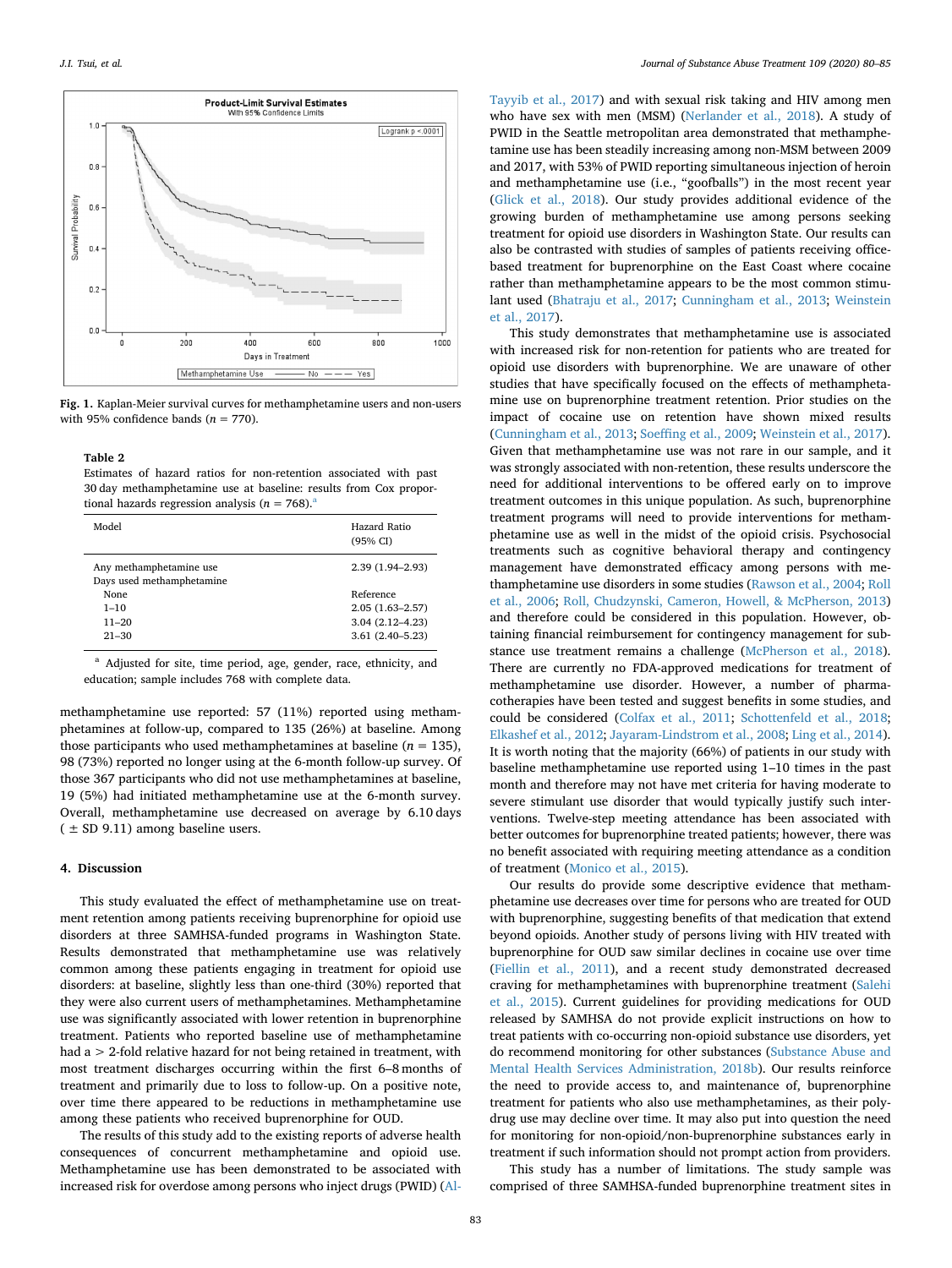Fig. 1. Kaplan-Meier survival curves for methamphetamine users and non-users with 95% confidence bands (n = 770).

**Table 2**
Estimates of hazard ratios for non-retention associated with past 30 day methamphetamine use at baseline: results from Cox proportional hazards regression analysis (n = 768).[a]

| Model | Hazard Ratio (95% CI) |
|---|---|
| Any methamphetamine use | 2.39 (1.94–2.93) |
| Days used methamphetamine | |
| None | Reference |
| 1–10 | 2.05 (1.63–2.57) |
| 11–20 | 3.04 (2.12–4.23) |
| 21–30 | 3.61 (2.40–5.23) |

[a] Adjusted for site, time period, age, gender, race, ethnicity, and education; sample includes 768 with complete data.

methamphetamine use reported: 57 (11%) reported using methamphetamines at follow-up, compared to 135 (26%) at baseline. Among those participants who used methamphetamines at baseline (n = 135), 98 (73%) reported no longer using at the 6-month follow-up survey. Of those 367 participants who did not use methamphetamines at baseline, 19 (5%) had initiated methamphetamine use at the 6-month survey. Overall, methamphetamine use decreased on average by 6.10 days ( ± SD 9.11) among baseline users.

## 4. Discussion

This study evaluated the effect of methamphetamine use on treatment retention among patients receiving buprenorphine for opioid use disorders at three SAMHSA-funded programs in Washington State. Results demonstrated that methamphetamine use was relatively common among these patients engaging in treatment for opioid use disorders: at baseline, slightly less than one-third (30%) reported that they were also current users of methamphetamines. Methamphetamine use was significantly associated with lower retention in buprenorphine treatment. Patients who reported baseline use of methamphetamine had a > 2-fold relative hazard for not being retained in treatment, with most treatment discharges occurring within the first 6–8 months of treatment and primarily due to loss to follow-up. On a positive note, over time there appeared to be reductions in methamphetamine use among these patients who received buprenorphine for OUD.

The results of this study add to the existing reports of adverse health consequences of concurrent methamphetamine and opioid use. Methamphetamine use has been demonstrated to be associated with increased risk for overdose among persons who inject drugs (PWID) (Al-Tayyib et al., 2017) and with sexual risk taking and HIV among men who have sex with men (MSM) (Nerlander et al., 2018). A study of PWID in the Seattle metropolitan area demonstrated that methamphetamine use has been steadily increasing among non-MSM between 2009 and 2017, with 53% of PWID reporting simultaneous injection of heroin and methamphetamine use (i.e., "goofballs") in the most recent year (Glick et al., 2018). Our study provides additional evidence of the growing burden of methamphetamine use among persons seeking treatment for opioid use disorders in Washington State. Our results can also be contrasted with studies of samples of patients receiving office-based treatment for buprenorphine on the East Coast where cocaine rather than methamphetamine appears to be the most common stimulant used (Bhatraju et al., 2017; Cunningham et al., 2013; Weinstein et al., 2017).

This study demonstrates that methamphetamine use is associated with increased risk for non-retention for patients who are treated for opioid use disorders with buprenorphine. We are unaware of other studies that have specifically focused on the effects of methamphetamine use on buprenorphine treatment retention. Prior studies on the impact of cocaine use on retention have shown mixed results (Cunningham et al., 2013; Soeffing et al., 2009; Weinstein et al., 2017). Given that methamphetamine use was not rare in our sample, and it was strongly associated with non-retention, these results underscore the need for additional interventions to be offered early on to improve treatment outcomes in this unique population. As such, buprenorphine treatment programs will need to provide interventions for methamphetamine use as well in the midst of the opioid crisis. Psychosocial treatments such as cognitive behavioral therapy and contingency management have demonstrated efficacy among persons with methamphetamine use disorders in some studies (Rawson et al., 2004; Roll et al., 2006; Roll, Chudzynski, Cameron, Howell, & McPherson, 2013) and therefore could be considered in this population. However, obtaining financial reimbursement for contingency management for substance use treatment remains a challenge (McPherson et al., 2018). There are currently no FDA-approved medications for treatment of methamphetamine use disorder. However, a number of pharmacotherapies have been tested and suggest benefits in some studies, and could be considered (Colfax et al., 2011; Schottenfeld et al., 2018; Elkashef et al., 2012; Jayaram-Lindstrom et al., 2008; Ling et al., 2014). It is worth noting that the majority (66%) of patients in our study with baseline methamphetamine use reported using 1–10 times in the past month and therefore may not have met criteria for having moderate to severe stimulant use disorder that would typically justify such interventions. Twelve-step meeting attendance has been associated with better outcomes for buprenorphine treated patients; however, there was no benefit associated with requiring meeting attendance as a condition of treatment (Monico et al., 2015).

Our results do provide some descriptive evidence that methamphetamine use decreases over time for persons who are treated for OUD with buprenorphine, suggesting benefits of that medication that extend beyond opioids. Another study of persons living with HIV treated with buprenorphine for OUD saw similar declines in cocaine use over time (Fiellin et al., 2011), and a recent study demonstrated decreased craving for methamphetamines with buprenorphine treatment (Salehi et al., 2015). Current guidelines for providing medications for OUD released by SAMHSA do not provide explicit instructions on how to treat patients with co-occurring non-opioid substance use disorders, yet do recommend monitoring for other substances (Substance Abuse and Mental Health Services Administration, 2018b). Our results reinforce the need to provide access to, and maintenance of, buprenorphine treatment for patients who also use methamphetamines, as their polydrug use may decline over time. It may also put into question the need for monitoring for non-opioid/non-buprenorphine substances early in treatment if such information should not prompt action from providers.

This study has a number of limitations. The study sample was comprised of three SAMHSA-funded buprenorphine treatment sites in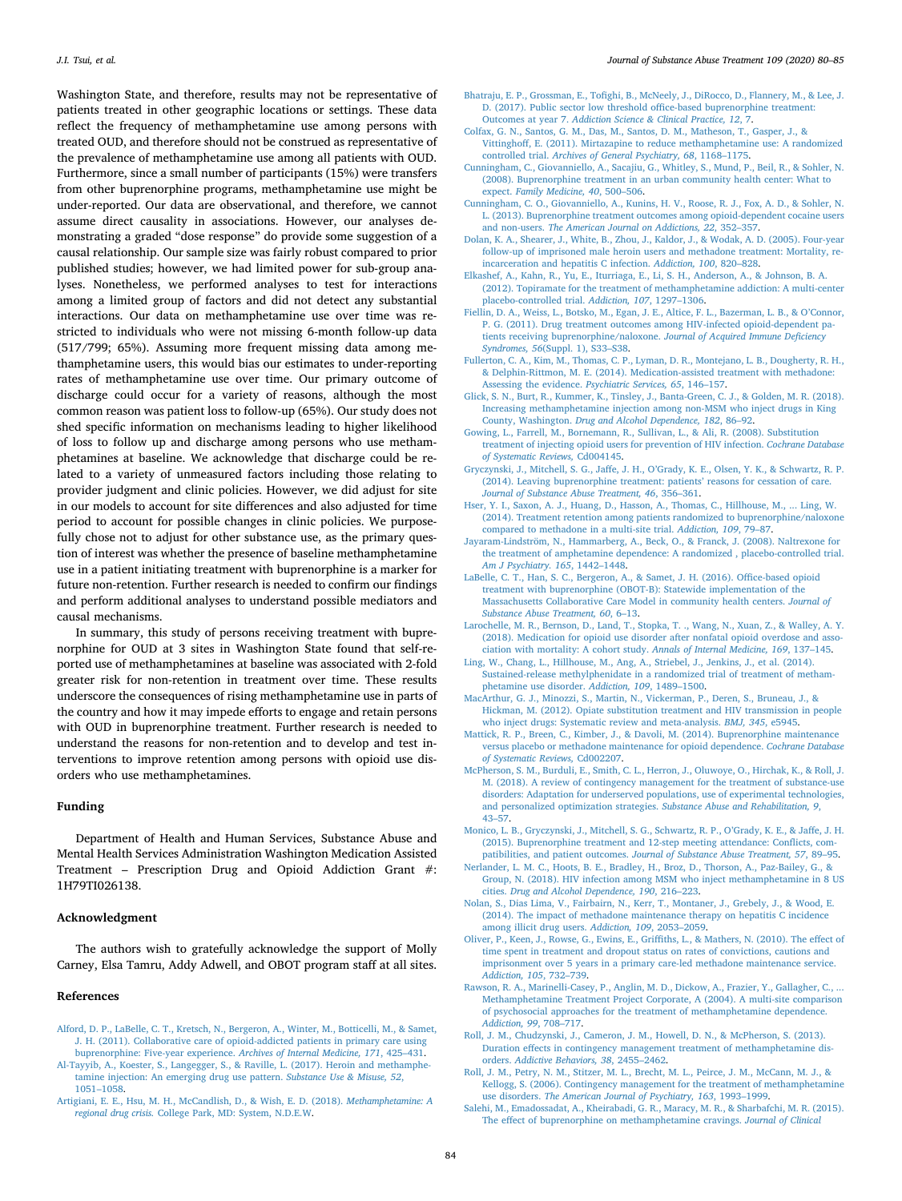Washington State, and therefore, results may not be representative of patients treated in other geographic locations or settings. These data reflect the frequency of methamphetamine use among persons with treated OUD, and therefore should not be construed as representative of the prevalence of methamphetamine use among all patients with OUD. Furthermore, since a small number of participants (15%) were transfers from other buprenorphine programs, methamphetamine use might be under-reported. Our data are observational, and therefore, we cannot assume direct causality in associations. However, our analyses demonstrating a graded "dose response" do provide some suggestion of a causal relationship. Our sample size was fairly robust compared to prior published studies; however, we had limited power for sub-group analyses. Nonetheless, we performed analyses to test for interactions among a limited group of factors and did not detect any substantial interactions. Our data on methamphetamine use over time was restricted to individuals who were not missing 6-month follow-up data (517/799; 65%). Assuming more frequent missing data among methamphetamine users, this would bias our estimates to under-reporting rates of methamphetamine use over time. Our primary outcome of discharge could occur for a variety of reasons, although the most common reason was patient loss to follow-up (65%). Our study does not shed specific information on mechanisms leading to higher likelihood of loss to follow up and discharge among persons who use methamphetamines at baseline. We acknowledge that discharge could be related to a variety of unmeasured factors including those relating to provider judgment and clinic policies. However, we did adjust for site in our models to account for site differences and also adjusted for time period to account for possible changes in clinic policies. We purposefully chose not to adjust for other substance use, as the primary question of interest was whether the presence of baseline methamphetamine use in a patient initiating treatment with buprenorphine is a marker for future non-retention. Further research is needed to confirm our findings and perform additional analyses to understand possible mediators and causal mechanisms.

In summary, this study of persons receiving treatment with buprenorphine for OUD at 3 sites in Washington State found that self-reported use of methamphetamines at baseline was associated with 2-fold greater risk for non-retention in treatment over time. These results underscore the consequences of rising methamphetamine use in parts of the country and how it may impede efforts to engage and retain persons with OUD in buprenorphine treatment. Further research is needed to understand the reasons for non-retention and to develop and test interventions to improve retention among persons with opioid use disorders who use methamphetamines.

## Funding

Department of Health and Human Services, Substance Abuse and Mental Health Services Administration Washington Medication Assisted Treatment – Prescription Drug and Opioid Addiction Grant #: 1H79TI026138.

## Acknowledgment

The authors wish to gratefully acknowledge the support of Molly Carney, Elsa Tamru, Addy Adwell, and OBOT program staff at all sites.

## References

Alford, D. P., LaBelle, C. T., Kretsch, N., Bergeron, A., Winter, M., Botticelli, M., & Samet, J. H. (2011). Collaborative care of opioid-addicted patients in primary care using buprenorphine: Five-year experience. *Archives of Internal Medicine, 171*, 425–431.

Al-Tayyib, A., Koester, S., Langegger, S., & Raville, L. (2017). Heroin and methamphetamine injection: An emerging drug use pattern. *Substance Use & Misuse, 52*, 1051–1058.

Artigiani, E. E., Hsu, M. H., McCandlish, D., & Wish, E. D. (2018). *Methamphetamine: A regional drug crisis.* College Park, MD: System, N.D.E.W.

Bhatraju, E. P., Grossman, E., Tofighi, B., McNeely, J., DiRocco, D., Flannery, M., & Lee, J. D. (2017). Public sector low threshold office-based buprenorphine treatment: Outcomes at year 7. *Addiction Science & Clinical Practice, 12*, 7.

Colfax, G. N., Santos, G. M., Das, M., Santos, D. M., Matheson, T., Gasper, J., & Vittinghoff, E. (2011). Mirtazapine to reduce methamphetamine use: A randomized controlled trial. *Archives of General Psychiatry, 68*, 1168–1175.

Cunningham, C., Giovanniello, A., Sacajiu, G., Whitley, S., Mund, P., Beil, R., & Sohler, N. (2008). Buprenorphine treatment in an urban community health center: What to expect. *Family Medicine, 40*, 500–506.

Cunningham, C. O., Giovanniello, A., Kunins, H. V., Roose, R. J., Fox, A. D., & Sohler, N. L. (2013). Buprenorphine treatment outcomes among opioid-dependent cocaine users and non-users. *The American Journal on Addictions, 22*, 352–357.

Dolan, K. A., Shearer, J., White, B., Zhou, J., Kaldor, J., & Wodak, A. D. (2005). Four-year follow-up of imprisoned male heroin users and methadone treatment: Mortality, re-incarceration and hepatitis C infection. *Addiction, 100*, 820–828.

Elkashef, A., Kahn, R., Yu, E., Iturriaga, E., Li, S. H., Anderson, A., & Johnson, B. A. (2012). Topiramate for the treatment of methamphetamine addiction: A multi-center placebo-controlled trial. *Addiction, 107*, 1297–1306.

Fiellin, D. A., Weiss, L., Botsko, M., Egan, J. E., Altice, F. L., Bazerman, L. B., & O'Connor, P. G. (2011). Drug treatment outcomes among HIV-infected opioid-dependent patients receiving buprenorphine/naloxone. *Journal of Acquired Immune Deficiency Syndromes, 56*(Suppl. 1), S33–S38.

Fullerton, C. A., Kim, M., Thomas, C. P., Lyman, D. R., Montejano, L. B., Dougherty, R. H., & Delphin-Rittmon, M. E. (2014). Medication-assisted treatment with methadone: Assessing the evidence. *Psychiatric Services, 65*, 146–157.

Glick, S. N., Burt, R., Kummer, K., Tinsley, J., Banta-Green, C. J., & Golden, M. R. (2018). Increasing methamphetamine injection among non-MSM who inject drugs in King County, Washington. *Drug and Alcohol Dependence, 182*, 86–92.

Gowing, L., Farrell, M., Bornemann, R., Sullivan, L., & Ali, R. (2008). Substitution treatment of injecting opioid users for prevention of HIV infection. *Cochrane Database of Systematic Reviews,* Cd004145.

Gryczynski, J., Mitchell, S. G., Jaffe, J. H., O'Grady, K. E., Olsen, Y. K., & Schwartz, R. P. (2014). Leaving buprenorphine treatment: patients' reasons for cessation of care. *Journal of Substance Abuse Treatment, 46*, 356–361.

Hser, Y. I., Saxon, A. J., Huang, D., Hasson, A., Thomas, C., Hillhouse, M., ... Ling, W. (2014). Treatment retention among patients randomized to buprenorphine/naloxone compared to methadone in a multi-site trial. *Addiction, 109*, 79–87.

Jayaram-Lindström, N., Hammarberg, A., Beck, O., & Franck, J. (2008). Naltrexone for the treatment of amphetamine dependence: A randomized , placebo-controlled trial. *Am J Psychiatry. 165*, 1442–1448.

LaBelle, C. T., Han, S. C., Bergeron, A., & Samet, J. H. (2016). Office-based opioid treatment with buprenorphine (OBOT-B): Statewide implementation of the Massachusetts Collaborative Care Model in community health centers. *Journal of Substance Abuse Treatment, 60*, 6–13.

Larochelle, M. R., Bernson, D., Land, T., Stopka, T. ., Wang, N., Xuan, Z., & Walley, A. Y. (2018). Medication for opioid use disorder after nonfatal opioid overdose and association with mortality: A cohort study. *Annals of Internal Medicine, 169*, 137–145.

Ling, W., Chang, L., Hillhouse, M., Ang, A., Striebel, J., Jenkins, J., et al. (2014). Sustained-release methylphenidate in a randomized trial of treatment of methamphetamine use disorder. *Addiction, 109*, 1489–1500.

MacArthur, G. J., Minozzi, S., Martin, N., Vickerman, P., Deren, S., Bruneau, J., & Hickman, M. (2012). Opiate substitution treatment and HIV transmission in people who inject drugs: Systematic review and meta-analysis. *BMJ, 345*, e5945.

Mattick, R. P., Breen, C., Kimber, J., & Davoli, M. (2014). Buprenorphine maintenance versus placebo or methadone maintenance for opioid dependence. *Cochrane Database of Systematic Reviews,* Cd002207.

McPherson, S. M., Burduli, E., Smith, C. L., Herron, J., Oluwoye, O., Hirchak, K., & Roll, J. M. (2018). A review of contingency management for the treatment of substance-use disorders: Adaptation for underserved populations, use of experimental technologies, and personalized optimization strategies. *Substance Abuse and Rehabilitation, 9*, 43–57.

Monico, L. B., Gryczynski, J., Mitchell, S. G., Schwartz, R. P., O'Grady, K. E., & Jaffe, J. H. (2015). Buprenorphine treatment and 12-step meeting attendance: Conflicts, compatibilities, and patient outcomes. *Journal of Substance Abuse Treatment, 57*, 89–95.

Nerlander, L. M. C., Hoots, B. E., Bradley, H., Broz, D., Thorson, A., Paz-Bailey, G., & Group, N. (2018). HIV infection among MSM who inject methamphetamine in 8 US cities. *Drug and Alcohol Dependence, 190*, 216–223.

Nolan, S., Dias Lima, V., Fairbairn, N., Kerr, T., Montaner, J., Grebely, J., & Wood, E. (2014). The impact of methadone maintenance therapy on hepatitis C incidence among illicit drug users. *Addiction, 109*, 2053–2059.

Oliver, P., Keen, J., Rowse, G., Ewins, E., Griffiths, L., & Mathers, N. (2010). The effect of time spent in treatment and dropout status on rates of convictions, cautions and imprisonment over 5 years in a primary care-led methadone maintenance service. *Addiction, 105*, 732–739.

Rawson, R. A., Marinelli-Casey, P., Anglin, M. D., Dickow, A., Frazier, Y., Gallagher, C., ... Methamphetamine Treatment Project Corporate, A (2004). A multi-site comparison of psychosocial approaches for the treatment of methamphetamine dependence. *Addiction, 99*, 708–717.

Roll, J. M., Chudzynski, J., Cameron, J. M., Howell, D. N., & McPherson, S. (2013). Duration effects in contingency management treatment of methamphetamine disorders. *Addictive Behaviors, 38*, 2455–2462.

Roll, J. M., Petry, N. M., Stitzer, M. L., Brecht, M. L., Peirce, J. M., McCann, M. J., & Kellogg, S. (2006). Contingency management for the treatment of methamphetamine use disorders. *The American Journal of Psychiatry, 163*, 1993–1999.

Salehi, M., Emadossadat, A., Kheirabadi, G. R., Maracy, M. R., & Sharbafchi, M. R. (2015). The effect of buprenorphine on methamphetamine cravings. *Journal of Clinical*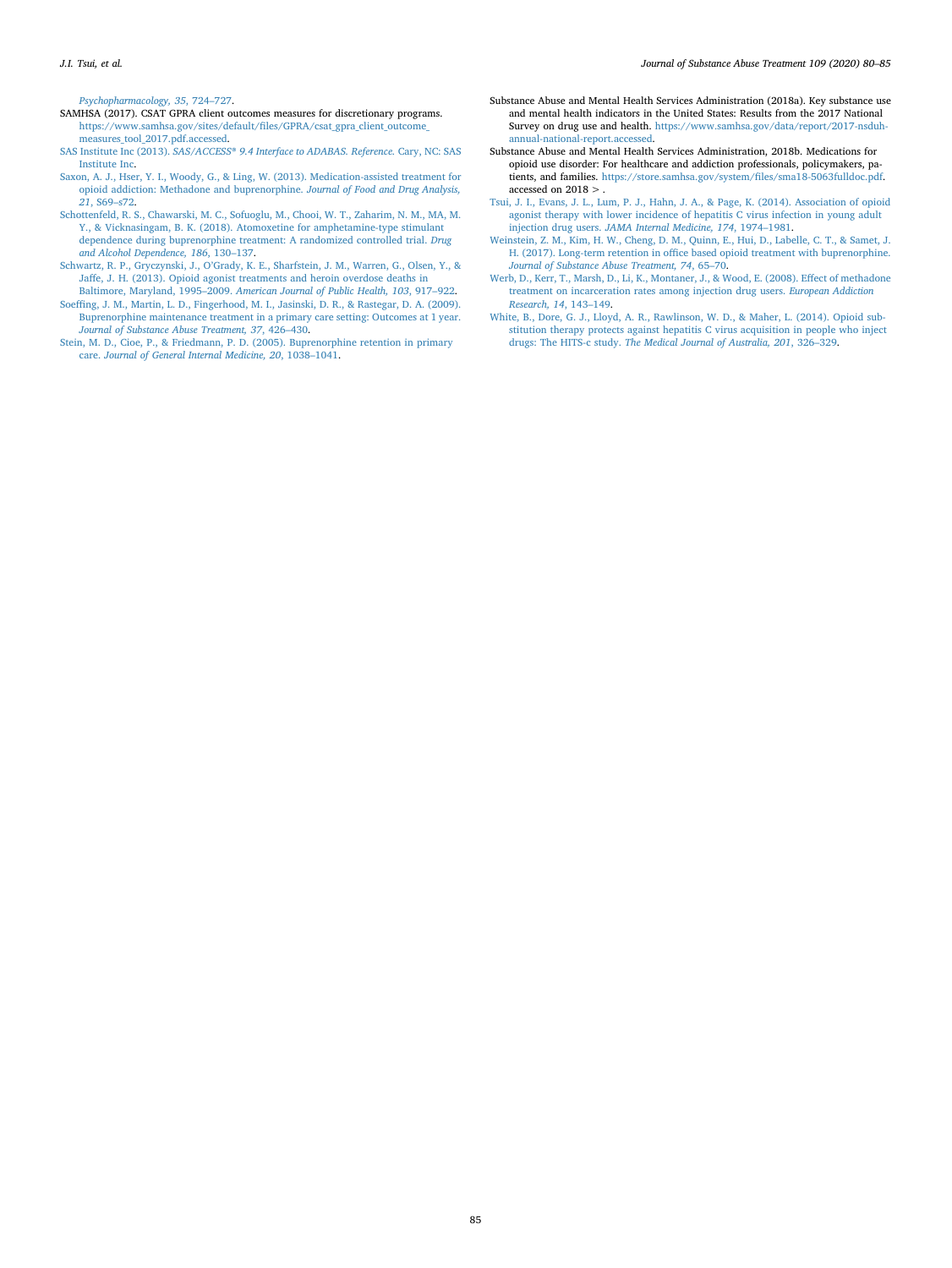*Psychopharmacology, 35*, 724–727.

SAMHSA (2017). CSAT GPRA client outcomes measures for discretionary programs. https://www.samhsa.gov/sites/default/files/GPRA/csat_gpra_client_outcome_measures_tool_2017.pdf.accessed.

SAS Institute Inc (2013). *SAS/ACCESS® 9.4 Interface to ADABAS. Reference.* Cary, NC: SAS Institute Inc.

Saxon, A. J., Hser, Y. I., Woody, G., & Ling, W. (2013). Medication-assisted treatment for opioid addiction: Methadone and buprenorphine. *Journal of Food and Drug Analysis, 21*, S69–s72.

Schottenfeld, R. S., Chawarski, M. C., Sofuoglu, M., Chooi, W. T., Zaharim, N. M., MA, M. Y., & Vicknasingam, B. K. (2018). Atomoxetine for amphetamine-type stimulant dependence during buprenorphine treatment: A randomized controlled trial. *Drug and Alcohol Dependence, 186*, 130–137.

Schwartz, R. P., Gryczynski, J., O'Grady, K. E., Sharfstein, J. M., Warren, G., Olsen, Y., & Jaffe, J. H. (2013). Opioid agonist treatments and heroin overdose deaths in Baltimore, Maryland, 1995–2009. *American Journal of Public Health, 103*, 917–922.

Soeffing, J. M., Martin, L. D., Fingerhood, M. I., Jasinski, D. R., & Rastegar, D. A. (2009). Buprenorphine maintenance treatment in a primary care setting: Outcomes at 1 year. *Journal of Substance Abuse Treatment, 37*, 426–430.

Stein, M. D., Cioe, P., & Friedmann, P. D. (2005). Buprenorphine retention in primary care. *Journal of General Internal Medicine, 20*, 1038–1041.

Substance Abuse and Mental Health Services Administration (2018a). Key substance use and mental health indicators in the United States: Results from the 2017 National Survey on drug use and health. https://www.samhsa.gov/data/report/2017-nsduh-annual-national-report.accessed.

Substance Abuse and Mental Health Services Administration, 2018b. Medications for opioid use disorder: For healthcare and addiction professionals, policymakers, patients, and families. https://store.samhsa.gov/system/files/sma18-5063fulldoc.pdf. accessed on 2018 > .

Tsui, J. I., Evans, J. L., Lum, P. J., Hahn, J. A., & Page, K. (2014). Association of opioid agonist therapy with lower incidence of hepatitis C virus infection in young adult injection drug users. *JAMA Internal Medicine, 174*, 1974–1981.

Weinstein, Z. M., Kim, H. W., Cheng, D. M., Quinn, E., Hui, D., Labelle, C. T., & Samet, J. H. (2017). Long-term retention in office based opioid treatment with buprenorphine. *Journal of Substance Abuse Treatment, 74*, 65–70.

Werb, D., Kerr, T., Marsh, D., Li, K., Montaner, J., & Wood, E. (2008). Effect of methadone treatment on incarceration rates among injection drug users. *European Addiction Research, 14*, 143–149.

White, B., Dore, G. J., Lloyd, A. R., Rawlinson, W. D., & Maher, L. (2014). Opioid substitution therapy protects against hepatitis C virus acquisition in people who inject drugs: The HITS-c study. *The Medical Journal of Australia, 201*, 326–329.